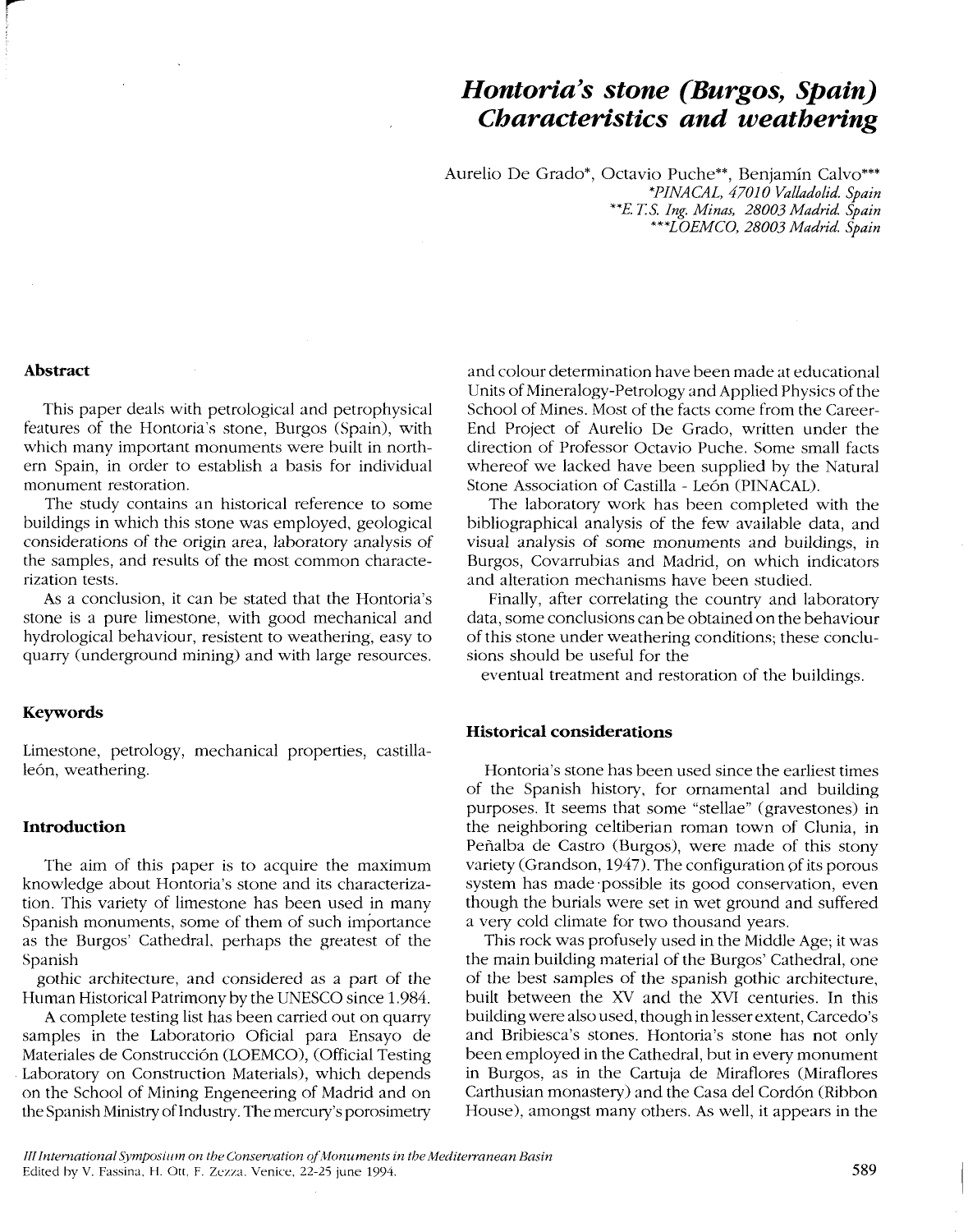# *Hontoria's stone (Burgos, Spain) Characteristics and weathering*

Aurelio De Grado*, Octavio Puche**, Benjamín Calvo***

*\*PINACAL, 47010 Valladolid. Spain*
*\*\*E.T.S. Ing. Minas, 28003 Madrid. Spain*
*\*\*\*LOEMCO, 28003 Madrid. Spain*

## Abstract

This paper deals with petrological and petrophysical features of the Hontoria's stone, Burgos (Spain), with which many important monuments were built in northern Spain, in order to establish a basis for individual monument restoration.

The study contains an historical reference to some buildings in which this stone was employed, geological considerations of the origin area, laboratory analysis of the samples, and results of the most common characterization tests.

As a conclusion, it can be stated that the Hontoria's stone is a pure limestone, with good mechanical and hydrological behaviour, resistent to weathering, easy to quarry (underground mining) and with large resources.

## Keywords

Limestone, petrology, mechanical properties, castilla-león, weathering.

## Introduction

The aim of this paper is to acquire the maximum knowledge about Hontoria's stone and its characterization. This variety of limestone has been used in many Spanish monuments, some of them of such importance as the Burgos' Cathedral, perhaps the greatest of the Spanish gothic architecture, and considered as a part of the Human Historical Patrimony by the UNESCO since 1.984.

A complete testing list has been carried out on quarry samples in the Laboratorio Oficial para Ensayo de Materiales de Construcción (LOEMCO), (Official Testing Laboratory on Construction Materials), which depends on the School of Mining Engeneering of Madrid and on the Spanish Ministry of Industry. The mercury's porosimetry and colour determination have been made at educational Units of Mineralogy-Petrology and Applied Physics of the School of Mines. Most of the facts come from the Career-End Project of Aurelio De Grado, written under the direction of Professor Octavio Puche. Some small facts whereof we lacked have been supplied by the Natural Stone Association of Castilla - León (PINACAL).

The laboratory work has been completed with the bibliographical analysis of the few available data, and visual analysis of some monuments and buildings, in Burgos, Covarrubias and Madrid, on which indicators and alteration mechanisms have been studied.

Finally, after correlating the country and laboratory data, some conclusions can be obtained on the behaviour of this stone under weathering conditions; these conclusions should be useful for the eventual treatment and restoration of the buildings.

## Historical considerations

Hontoria's stone has been used since the earliest times of the Spanish history, for ornamental and building purposes. It seems that some "stellae" (gravestones) in the neighboring celtiberian roman town of Clunia, in Peñalba de Castro (Burgos), were made of this stony variety (Grandson, 1947). The configuration of its porous system has made possible its good conservation, even though the burials were set in wet ground and suffered a very cold climate for two thousand years.

This rock was profusely used in the Middle Age; it was the main building material of the Burgos' Cathedral, one of the best samples of the spanish gothic architecture, built between the XV and the XVI centuries. In this building were also used, though in lesser extent, Carcedo's and Bribiesca's stones. Hontoria's stone has not only been employed in the Cathedral, but in every monument in Burgos, as in the Cartuja de Miraflores (Miraflores Carthusian monastery) and the Casa del Cordón (Ribbon House), amongst many others. As well, it appears in the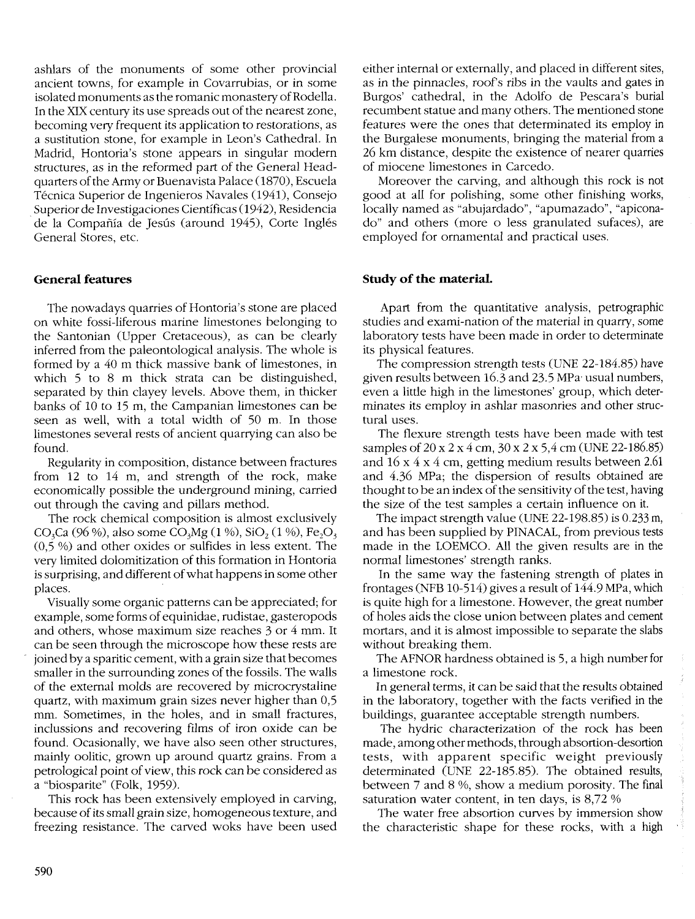ashlars of the monuments of some other provincial ancient towns, for example in Covarrubias, or in some isolated monuments as the romanic monastery of Rodella. In the XIX century its use spreads out of the nearest zone, becoming very frequent its application to restorations, as a sustitution stone, for example in Leon's Cathedral. In Madrid, Hontoria's stone appears in singular modern structures, as in the reformed part of the General Headquarters of the Army or Buenavista Palace (1870), Escuela Técnica Superior de Ingenieros Navales (1941), Consejo Superior de Investigaciones Científicas (1942), Residencia de la Compañía de Jesús (around 1945), Corte Inglés General Stores, etc.

## General features

The nowadays quarries of Hontoria's stone are placed on white fossi-liferous marine limestones belonging to the Santonian (Upper Cretaceous), as can be clearly inferred from the paleontological analysis. The whole is formed by a 40 m thick massive bank of limestones, in which 5 to 8 m thick strata can be distinguished, separated by thin clayey levels. Above them, in thicker banks of 10 to 15 m, the Campanian limestones can be seen as well, with a total width of 50 m. In those limestones several rests of ancient quarrying can also be found.

Regularity in composition, distance between fractures from 12 to 14 m, and strength of the rock, make economically possible the underground mining, carried out through the caving and pillars method.

The rock chemical composition is almost exclusively $CO_3Ca$ (96 %), also some $CO_3Mg$ (1 %), $SiO_2$ (1 %), $Fe_2O_3$ (0,5 %) and other oxides or sulfides in less extent. The very limited dolomitization of this formation in Hontoria is surprising, and different of what happens in some other places.

Visually some organic patterns can be appreciated; for example, some forms of equinidae, rudistae, gasteropods and others, whose maximum size reaches 3 or 4 mm. It can be seen through the microscope how these rests are joined by a sparitic cement, with a grain size that becomes smaller in the surrounding zones of the fossils. The walls of the external molds are recovered by microcrystaline quartz, with maximum grain sizes never higher than 0,5 mm. Sometimes, in the holes, and in small fractures, inclussions and recovering films of iron oxide can be found. Ocasionally, we have also seen other structures, mainly oolitic, grown up around quartz grains. From a petrological point of view, this rock can be considered as a "biosparite" (Folk, 1959).

This rock has been extensively employed in carving, because of its small grain size, homogeneous texture, and freezing resistance. The carved woks have been used either internal or externally, and placed in different sites, as in the pinnacles, roof's ribs in the vaults and gates in Burgos' cathedral, in the Adolfo de Pescara's burial recumbent statue and many others. The mentioned stone features were the ones that determinated its employ in the Burgalese monuments, bringing the material from a 26 km distance, despite the existence of nearer quarries of miocene limestones in Carcedo.

Moreover the carving, and although this rock is not good at all for polishing, some other finishing works, locally named as "abujardado", "apumazado", "apiconado" and others (more o less granulated sufaces), are employed for ornamental and practical uses.

## Study of the material.

Apart from the quantitative analysis, petrographic studies and exami-nation of the material in quarry, some laboratory tests have been made in order to determinate its physical features.

The compression strength tests (UNE 22-184.85) have given results between 16.3 and 23.5 MPa usual numbers, even a little high in the limestones' group, which determinates its employ in ashlar masonries and other structural uses.

The flexure strength tests have been made with test samples of 20 x 2 x 4 cm, 30 x 2 x 5,4 cm (UNE 22-186.85) and 16 x 4 x 4 cm, getting medium results between 2.61 and 4.36 MPa; the dispersion of results obtained are thought to be an index of the sensitivity of the test, having the size of the test samples a certain influence on it.

The impact strength value (UNE 22-198.85) is 0.233 m, and has been supplied by PINACAL, from previous tests made in the LOEMCO. All the given results are in the normal limestones' strength ranks.

In the same way the fastening strength of plates in frontages (NFB 10-514) gives a result of 144.9 MPa, which is quite high for a limestone. However, the great number of holes aids the close union between plates and cement mortars, and it is almost impossible to separate the slabs without breaking them.

The AFNOR hardness obtained is 5, a high number for a limestone rock.

In general terms, it can be said that the results obtained in the laboratory, together with the facts verified in the buildings, guarantee acceptable strength numbers.

The hydric characterization of the rock has been made, among other methods, through absortion-desortion tests, with apparent specific weight previously determinated (UNE 22-185.85). The obtained results, between 7 and 8 %, show a medium porosity. The final saturation water content, in ten days, is 8,72 %

The water free absortion curves by immersion show the characteristic shape for these rocks, with a high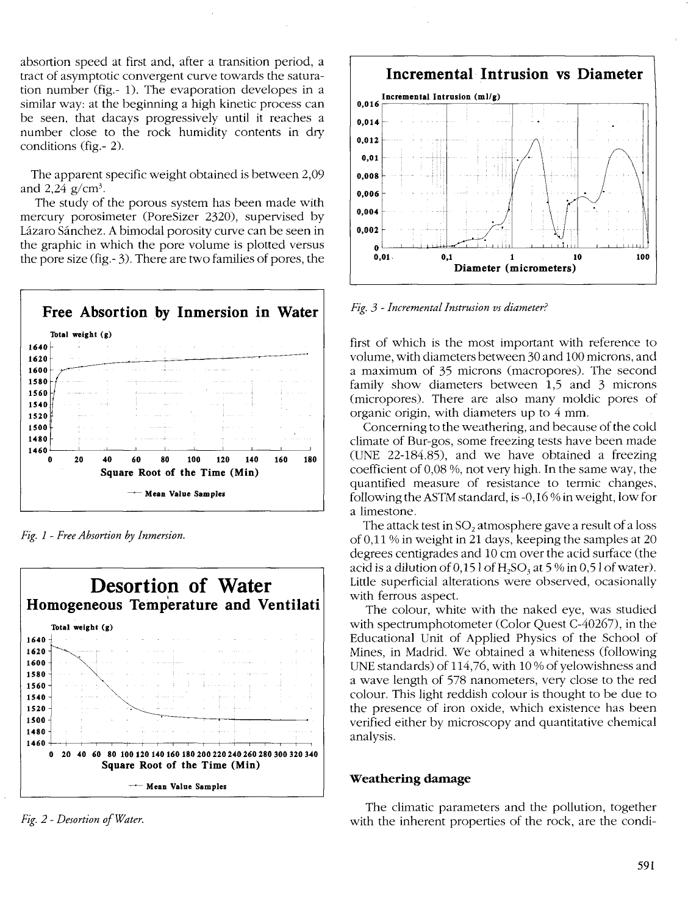absortion speed at first and, after a transition period, a tract of asymptotic convergent curve towards the saturation number (fig.- 1). The evaporation developes in a similar way: at the beginning a high kinetic process can be seen, that dacays progressively until it reaches a number close to the rock humidity contents in dry conditions (fig.- 2).

The apparent specific weight obtained is between 2,09 and 2,24 g/cm$^3$.

The study of the porous system has been made with mercury porosimeter (PoreSizer 2320), supervised by Lázaro Sánchez. A bimodal porosity curve can be seen in the graphic in which the pore volume is plotted versus the pore size (fig.- 3). There are two families of pores, the first of which is the most important with reference to volume, with diameters between 30 and 100 microns, and a maximum of 35 microns (macropores). The second family show diameters between 1,5 and 3 microns (micropores). There are also many moldic pores of organic origin, with diameters up to 4 mm.

*Fig. 1 - Free Absortion by Inmersion.*

*Fig. 2 - Desortion of Water.*

*Fig. 3 - Incremental Instrusion vs diameter?*

Concerning to the weathering, and because of the cold climate of Bur-gos, some freezing tests have been made (UNE 22-184.85), and we have obtained a freezing coefficient of 0,08 %, not very high. In the same way, the quantified measure of resistance to termic changes, following the ASTM standard, is -0,16 % in weight, low for a limestone.

The attack test in $SO_2$ atmosphere gave a result of a loss of 0,11 % in weight in 21 days, keeping the samples at 20 degrees centigrades and 10 cm over the acid surface (the acid is a dilution of 0,15 l of $H_2SO_3$ at 5 % in 0,5 l of water). Little superficial alterations were observed, ocasionally with ferrous aspect.

The colour, white with the naked eye, was studied with spectrumphotometer (Color Quest C-40267), in the Educational Unit of Applied Physics of the School of Mines, in Madrid. We obtained a whiteness (following UNE standards) of 114,76, with 10 % of yelowishness and a wave length of 578 nanometers, very close to the red colour. This light reddish colour is thought to be due to the presence of iron oxide, which existence has been verified either by microscopy and quantitative chemical analysis.

## Weathering damage

The climatic parameters and the pollution, together with the inherent properties of the rock, are the condi-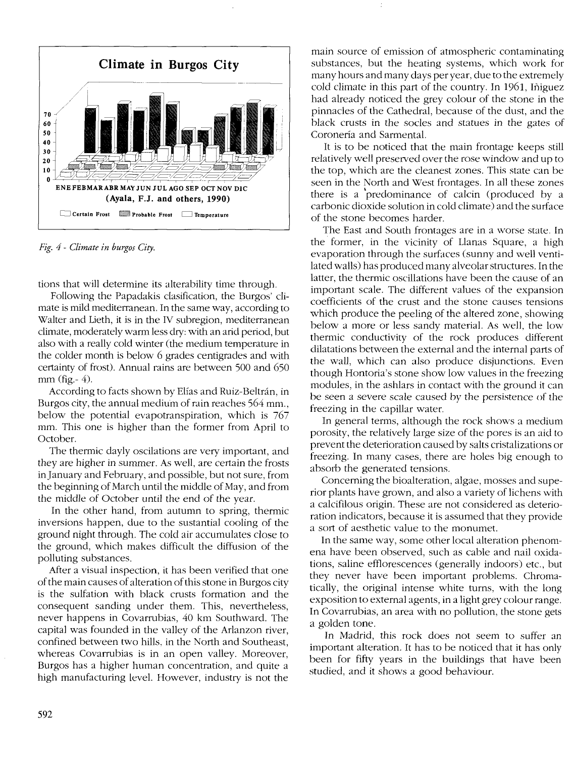Fig. 4 - Climate in burgos City.

tions that will determine its alterability time through.

Following the Papadakis clasification, the Burgos' climate is mild mediterranean. In the same way, according to Walter and Lieth, it is in the IV subregion, mediterranean climate, moderately warm less dry: with an arid period, but also with a really cold winter (the medium temperature in the colder month is below 6 grades centigrades and with certainty of frost). Annual rains are between 500 and 650 mm (fig.- 4).

According to facts shown by Elías and Ruiz-Beltrán, in Burgos city, the annual medium of rain reaches 564 mm., below the potential evapotranspiration, which is 767 mm. This one is higher than the former from April to October.

The thermic dayly oscilations are very important, and they are higher in summer. As well, are certain the frosts in January and February, and possible, but not sure, from the beginning of March until the middle of May, and from the middle of October until the end of the year.

In the other hand, from autumn to spring, thermic inversions happen, due to the sustantial cooling of the ground night through. The cold air accumulates close to the ground, which makes difficult the diffusion of the polluting substances.

After a visual inspection, it has been verified that one of the main causes of alteration of this stone in Burgos city is the sulfation with black crusts formation and the consequent sanding under them. This, nevertheless, never happens in Covarrubias, 40 km Southward. The capital was founded in the valley of the Arlanzon river, confined between two hills, in the North and Southeast, whereas Covarrubias is in an open valley. Moreover, Burgos has a higher human concentration, and quite a high manufacturing level. However, industry is not the main source of emission of atmospheric contaminating substances, but the heating systems, which work for many hours and many days per year, due to the extremely cold climate in this part of the country. In 1961, Iñiguez had already noticed the grey colour of the stone in the pinnacles of the Cathedral, because of the dust, and the black crusts in the socles and statues in the gates of Coronería and Sarmental.

It is to be noticed that the main frontage keeps still relatively well preserved over the rose window and up to the top, which are the cleanest zones. This state can be seen in the North and West frontages. In all these zones there is a predominance of calcin (produced by a carbonic dioxide solution in cold climate) and the surface of the stone becomes harder.

The East and South frontages are in a worse state. In the former, in the vicinity of Llanas Square, a high evaporation through the surfaces (sunny and well ventilated walls) has produced many alveolar structures. In the latter, the thermic oscillations have been the cause of an important scale. The different values of the expansion coefficients of the crust and the stone causes tensions which produce the peeling of the altered zone, showing below a more or less sandy material. As well, the low thermic conductivity of the rock produces different dilatations between the external and the internal parts of the wall, which can also produce disjunctions. Even though Hontoria's stone show low values in the freezing modules, in the ashlars in contact with the ground it can be seen a severe scale caused by the persistence of the freezing in the capillar water.

In general terms, although the rock shows a medium porosity, the relatively large size of the pores is an aid to prevent the deterioration caused by salts cristalizations or freezing. In many cases, there are holes big enough to absorb the generated tensions.

Concerning the bioalteration, algae, mosses and superior plants have grown, and also a variety of lichens with a calcifilous origin. These are not considered as deterioration indicators, because it is assumed that they provide a sort of aesthetic value to the monumet.

In the same way, some other local alteration phenomena have been observed, such as cable and nail oxidations, saline efflorescences (generally indoors) etc., but they never have been important problems. Chromatically, the original intense white turns, with the long exposition to external agents, in a light grey colour range. In Covarrubias, an area with no pollution, the stone gets a golden tone.

In Madrid, this rock does not seem to suffer an important alteration. It has to be noticed that it has only been for fifty years in the buildings that have been studied, and it shows a good behaviour.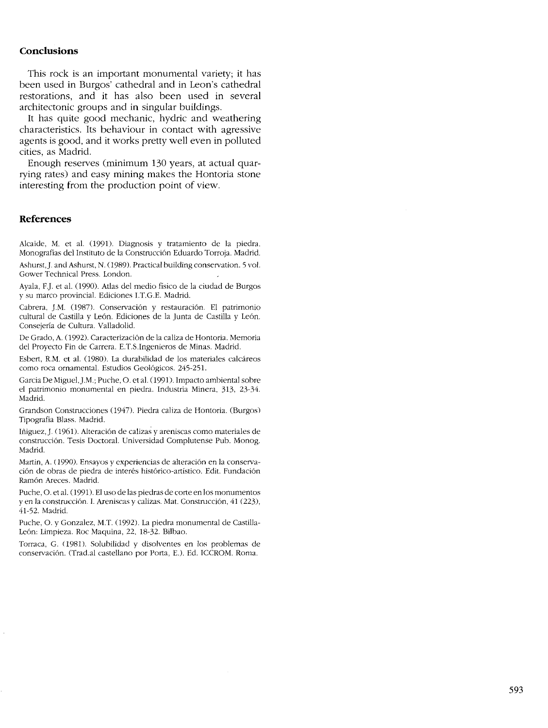## Conclusions

This rock is an important monumental variety; it has been used in Burgos' cathedral and in Leon's cathedral restorations, and it has also been used in several architectonic groups and in singular buildings.

It has quite good mechanic, hydric and weathering characteristics. Its behaviour in contact with agressive agents is good, and it works pretty well even in polluted cities, as Madrid.

Enough reserves (minimum 130 years, at actual quarrying rates) and easy mining makes the Hontoria stone interesting from the production point of view.

## References

Alcaide, M. et al. (1991). Diagnosis y tratamiento de la piedra. Monografías del Instituto de la Construcción Eduardo Torroja. Madrid.

Ashurst, J. and Ashurst, N. (1989). Practical building conservation. 5 vol. Gower Technical Press. London.

Ayala, F.J. et al. (1990). Atlas del medio físico de la ciudad de Burgos y su marco provincial. Ediciones I.T.G.E. Madrid.

Cabrera, J.M. (1987). Conservación y restauración. El patrimonio cultural de Castilla y León. Ediciones de la Junta de Castilla y León. Consejería de Cultura. Valladolid.

De Grado, A. (1992). Caracterización de la caliza de Hontoria. Memoria del Proyecto Fin de Carrera. E.T.S.Ingenieros de Minas. Madrid.

Esbert, R.M. et al. (1980). La durabilidad de los materiales calcáreos como roca ornamental. Estudios Geológicos. 245-251.

Garcia De Miguel, J.M.; Puche, O. et al. (1991). Impacto ambiental sobre el patrimonio monumental en piedra. Industria Minera, 313, 23-34. Madrid.

Grandson Construcciones (1947). Piedra caliza de Hontoria. (Burgos) Tipografía Blass. Madrid.

Iñiguez, J. (1961). Alteración de calizas y areniscas como materiales de construcción. Tesis Doctoral. Universidad Complutense Pub. Monog. Madrid.

Martin, A. (1990). Ensayos y experiencias de alteración en la conservación de obras de piedra de interés histórico-artístico. Edit. Fundación Ramón Areces. Madrid.

Puche, O. et al. (1991). El uso de las piedras de corte en los monumentos y en la construcción. I. Areniscas y calizas. Mat. Construcción, 41 (223), 41-52. Madrid.

Puche, O. y Gonzalez, M.T. (1992). La piedra monumental de Castilla-León: Limpieza. Roc Maquina, 22, 18-32. Bilbao.

Torraca, G. (1981). Solubilidad y disolventes en los problemas de conservación. (Trad.al castellano por Porta, E.). Ed. ICCROM. Roma.